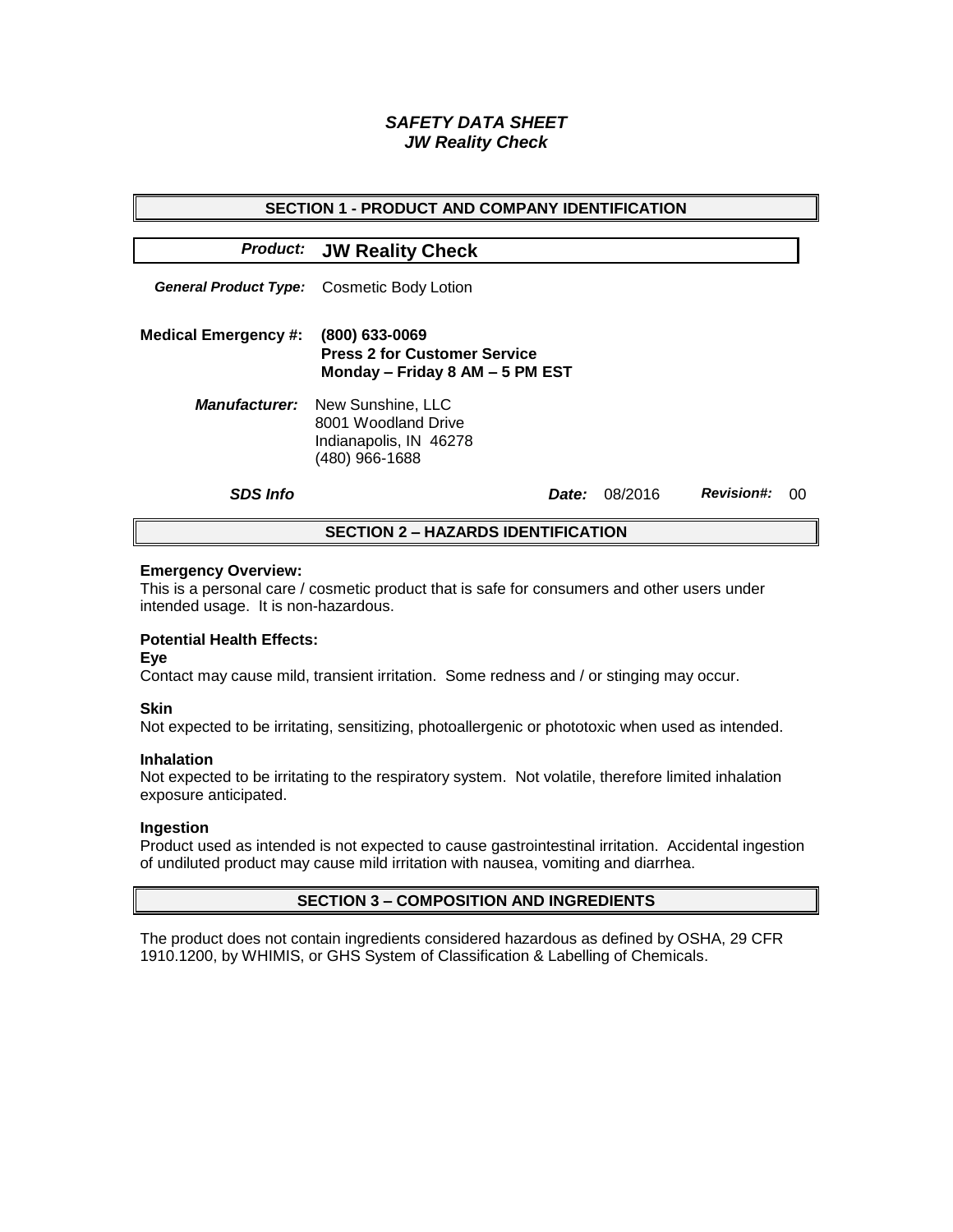# *SAFETY DATA SHEET*
## *JW Reality Check*

## SECTION 1 - PRODUCT AND COMPANY IDENTIFICATION

***Product:*** **JW Reality Check**

***General Product Type:*** Cosmetic Body Lotion

**Medical Emergency #:** **(800) 633-0069**
**Press 2 for Customer Service**
**Monday – Friday 8 AM – 5 PM EST**

***Manufacturer:*** New Sunshine, LLC
8001 Woodland Drive
Indianapolis, IN 46278
(480) 966-1688

***SDS Info*** ***Date:*** 08/2016 ***Revision#:*** 00

## SECTION 2 – HAZARDS IDENTIFICATION

**Emergency Overview:**
This is a personal care / cosmetic product that is safe for consumers and other users under intended usage. It is non-hazardous.

**Potential Health Effects:**

**Eye**
Contact may cause mild, transient irritation. Some redness and / or stinging may occur.

**Skin**
Not expected to be irritating, sensitizing, photoallergenic or phototoxic when used as intended.

**Inhalation**
Not expected to be irritating to the respiratory system. Not volatile, therefore limited inhalation exposure anticipated.

**Ingestion**
Product used as intended is not expected to cause gastrointestinal irritation. Accidental ingestion of undiluted product may cause mild irritation with nausea, vomiting and diarrhea.

## SECTION 3 – COMPOSITION AND INGREDIENTS

The product does not contain ingredients considered hazardous as defined by OSHA, 29 CFR 1910.1200, by WHIMIS, or GHS System of Classification & Labelling of Chemicals.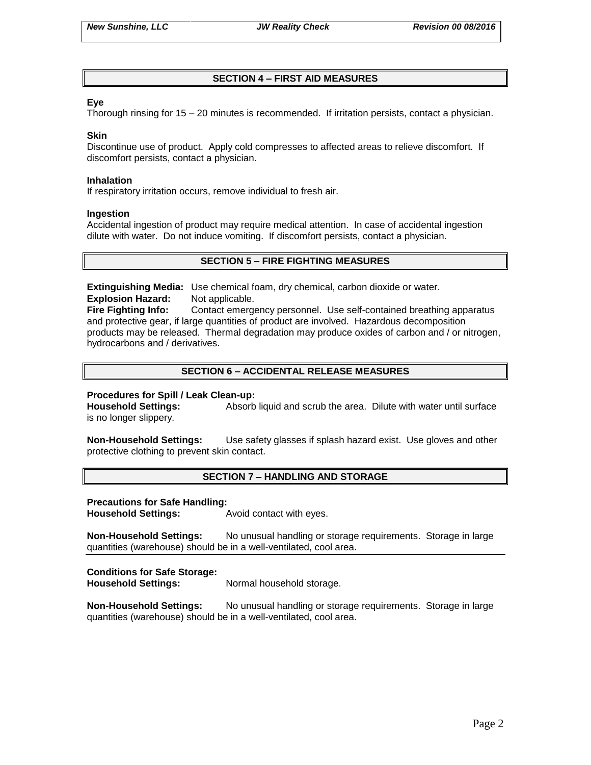## SECTION 4 – FIRST AID MEASURES

**Eye**

Thorough rinsing for 15 – 20 minutes is recommended. If irritation persists, contact a physician.

**Skin**

Discontinue use of product. Apply cold compresses to affected areas to relieve discomfort. If discomfort persists, contact a physician.

**Inhalation**

If respiratory irritation occurs, remove individual to fresh air.

**Ingestion**

Accidental ingestion of product may require medical attention. In case of accidental ingestion dilute with water. Do not induce vomiting. If discomfort persists, contact a physician.

## SECTION 5 – FIRE FIGHTING MEASURES

**Extinguishing Media:** Use chemical foam, dry chemical, carbon dioxide or water.
**Explosion Hazard:** Not applicable.
**Fire Fighting Info:** Contact emergency personnel. Use self-contained breathing apparatus and protective gear, if large quantities of product are involved. Hazardous decomposition products may be released. Thermal degradation may produce oxides of carbon and / or nitrogen, hydrocarbons and / derivatives.

## SECTION 6 – ACCIDENTAL RELEASE MEASURES

**Procedures for Spill / Leak Clean-up:**
**Household Settings:** Absorb liquid and scrub the area. Dilute with water until surface is no longer slippery.

**Non-Household Settings:** Use safety glasses if splash hazard exist. Use gloves and other protective clothing to prevent skin contact.

## SECTION 7 – HANDLING AND STORAGE

**Precautions for Safe Handling:**
**Household Settings:** Avoid contact with eyes.

**Non-Household Settings:** No unusual handling or storage requirements. Storage in large quantities (warehouse) should be in a well-ventilated, cool area.

**Conditions for Safe Storage:**
**Household Settings:** Normal household storage.

**Non-Household Settings:** No unusual handling or storage requirements. Storage in large quantities (warehouse) should be in a well-ventilated, cool area.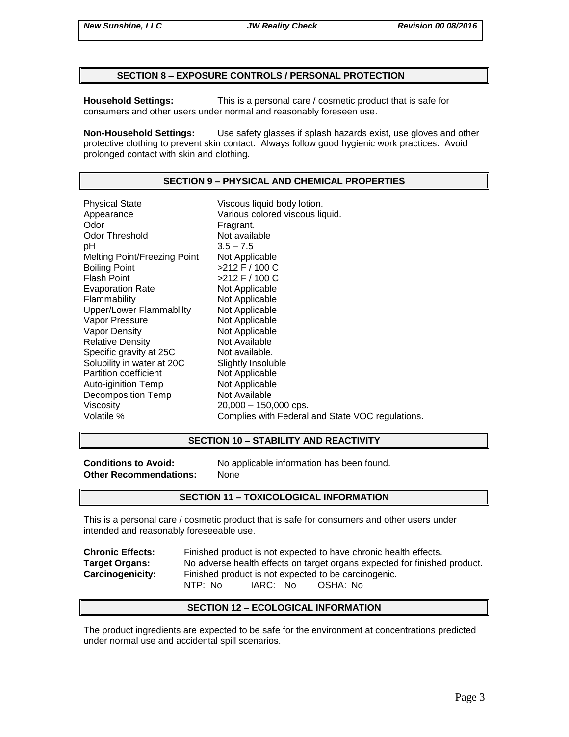## SECTION 8 – EXPOSURE CONTROLS / PERSONAL PROTECTION

**Household Settings:** This is a personal care / cosmetic product that is safe for consumers and other users under normal and reasonably foreseen use.

**Non-Household Settings:** Use safety glasses if splash hazards exist, use gloves and other protective clothing to prevent skin contact. Always follow good hygienic work practices. Avoid prolonged contact with skin and clothing.

## SECTION 9 – PHYSICAL AND CHEMICAL PROPERTIES

| | |
|---|---|
| Physical State | Viscous liquid body lotion. |
| Appearance | Various colored viscous liquid. |
| Odor | Fragrant. |
| Odor Threshold | Not available |
| pH | 3.5 – 7.5 |
| Melting Point/Freezing Point | Not Applicable |
| Boiling Point | >212 F / 100 C |
| Flash Point | >212 F / 100 C |
| Evaporation Rate | Not Applicable |
| Flammability | Not Applicable |
| Upper/Lower Flammablilty | Not Applicable |
| Vapor Pressure | Not Applicable |
| Vapor Density | Not Applicable |
| Relative Density | Not Available |
| Specific gravity at 25C | Not available. |
| Solubility in water at 20C | Slightly Insoluble |
| Partition coefficient | Not Applicable |
| Auto-iginition Temp | Not Applicable |
| Decomposition Temp | Not Available |
| Viscosity | 20,000 – 150,000 cps. |
| Volatile % | Complies with Federal and State VOC regulations. |

## SECTION 10 – STABILITY AND REACTIVITY

**Conditions to Avoid:** No applicable information has been found.
**Other Recommendations:** None

## SECTION 11 – TOXICOLOGICAL INFORMATION

This is a personal care / cosmetic product that is safe for consumers and other users under intended and reasonably foreseeable use.

**Chronic Effects:** Finished product is not expected to have chronic health effects.
**Target Organs:** No adverse health effects on target organs expected for finished product.
**Carcinogenicity:** Finished product is not expected to be carcinogenic.
NTP: No IARC: No OSHA: No

## SECTION 12 – ECOLOGICAL INFORMATION

The product ingredients are expected to be safe for the environment at concentrations predicted under normal use and accidental spill scenarios.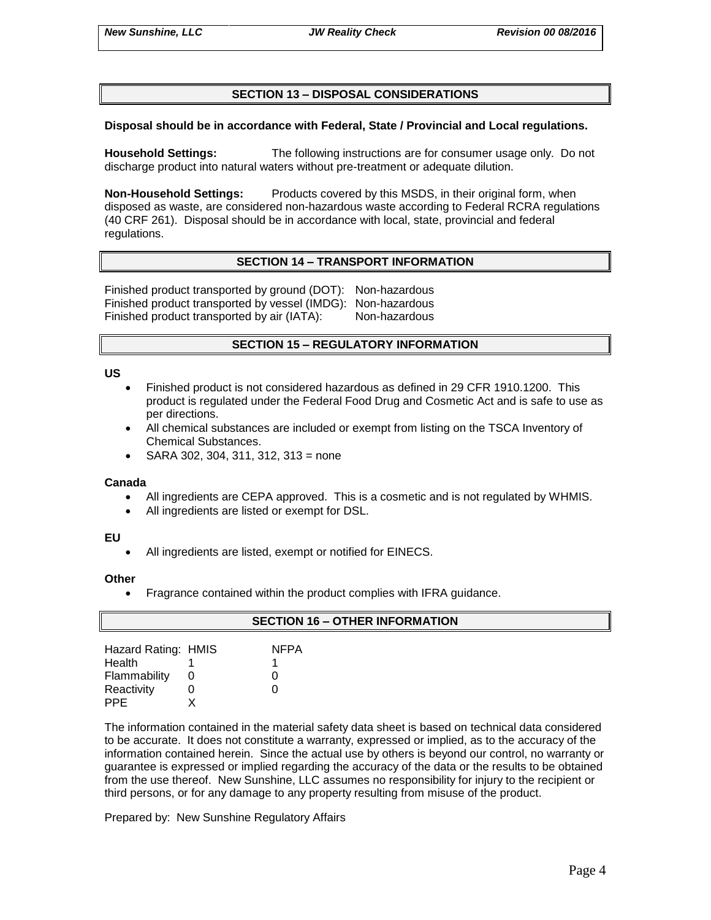## SECTION 13 – DISPOSAL CONSIDERATIONS

**Disposal should be in accordance with Federal, State / Provincial and Local regulations.**

**Household Settings:** The following instructions are for consumer usage only. Do not discharge product into natural waters without pre-treatment or adequate dilution.

**Non-Household Settings:** Products covered by this MSDS, in their original form, when disposed as waste, are considered non-hazardous waste according to Federal RCRA regulations (40 CRF 261). Disposal should be in accordance with local, state, provincial and federal regulations.

## SECTION 14 – TRANSPORT INFORMATION

| | |
|---|---|
| Finished product transported by ground (DOT): | Non-hazardous |
| Finished product transported by vessel (IMDG): | Non-hazardous |
| Finished product transported by air (IATA): | Non-hazardous |

## SECTION 15 – REGULATORY INFORMATION

**US**

- Finished product is not considered hazardous as defined in 29 CFR 1910.1200. This product is regulated under the Federal Food Drug and Cosmetic Act and is safe to use as per directions.
- All chemical substances are included or exempt from listing on the TSCA Inventory of Chemical Substances.
- SARA 302, 304, 311, 312, 313 = none

**Canada**

- All ingredients are CEPA approved. This is a cosmetic and is not regulated by WHMIS.
- All ingredients are listed or exempt for DSL.

**EU**

- All ingredients are listed, exempt or notified for EINECS.

**Other**

- Fragrance contained within the product complies with IFRA guidance.

## SECTION 16 – OTHER INFORMATION

| Hazard Rating: | HMIS | NFPA |
|---|---|---|
| Health | 1 | 1 |
| Flammability | 0 | 0 |
| Reactivity | 0 | 0 |
| PPE | X | |

The information contained in the material safety data sheet is based on technical data considered to be accurate. It does not constitute a warranty, expressed or implied, as to the accuracy of the information contained herein. Since the actual use by others is beyond our control, no warranty or guarantee is expressed or implied regarding the accuracy of the data or the results to be obtained from the use thereof. New Sunshine, LLC assumes no responsibility for injury to the recipient or third persons, or for any damage to any property resulting from misuse of the product.

Prepared by: New Sunshine Regulatory Affairs